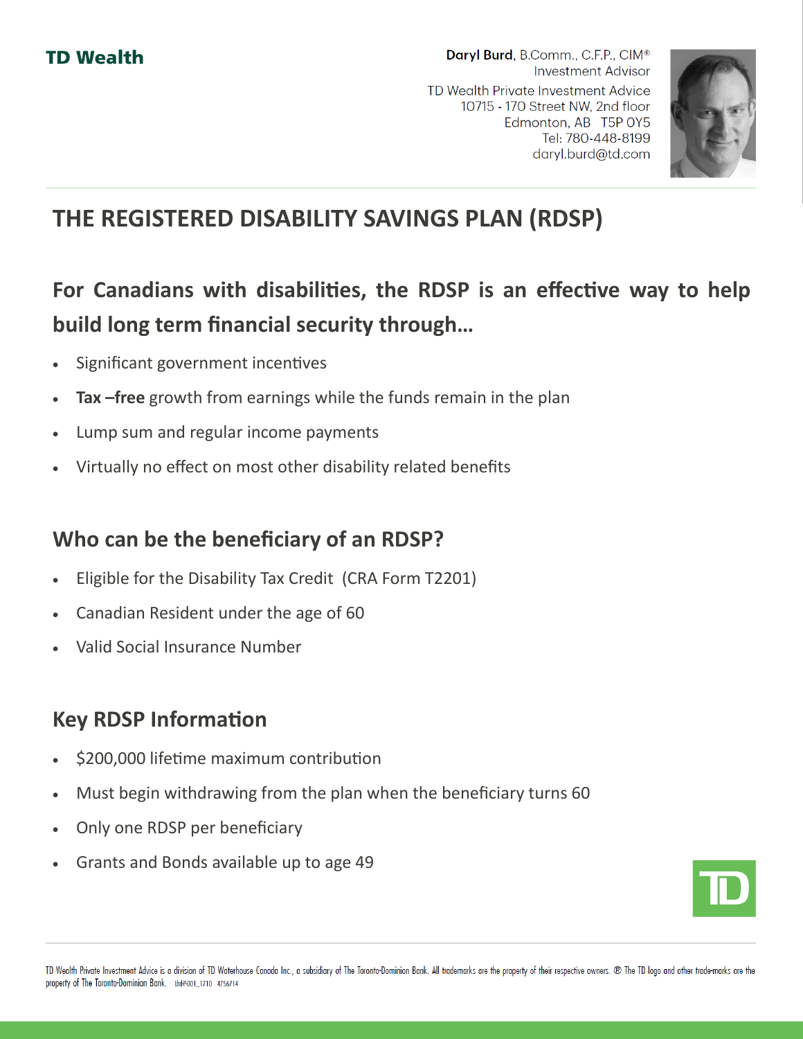TD Wealth

**Daryl Burd**, B.Comm., C.F.P., CIM®
Investment Advisor
TD Wealth Private Investment Advice
10715 - 170 Street NW, 2nd floor
Edmonton, AB T5P 0Y5
Tel: 780-448-8199
daryl.burd@td.com

# THE REGISTERED DISABILITY SAVINGS PLAN (RDSP)

## For Canadians with disabilities, the RDSP is an effective way to help build long term financial security through...

- Significant government incentives
- **Tax –free** growth from earnings while the funds remain in the plan
- Lump sum and regular income payments
- Virtually no effect on most other disability related benefits

## Who can be the beneficiary of an RDSP?

- Eligible for the Disability Tax Credit (CRA Form T2201)
- Canadian Resident under the age of 60
- Valid Social Insurance Number

## Key RDSP Information

- $200,000 lifetime maximum contribution
- Must begin withdrawing from the plan when the beneficiary turns 60
- Only one RDSP per beneficiary
- Grants and Bonds available up to age 49

TD Wealth Private Investment Advice is a division of TD Waterhouse Canada Inc., a subsidiary of The Toronto-Dominion Bank. All trademarks are the property of their respective owners. ® The TD logo and other trade-marks are the property of The Toronto-Dominion Bank. thdP001_1710 4756714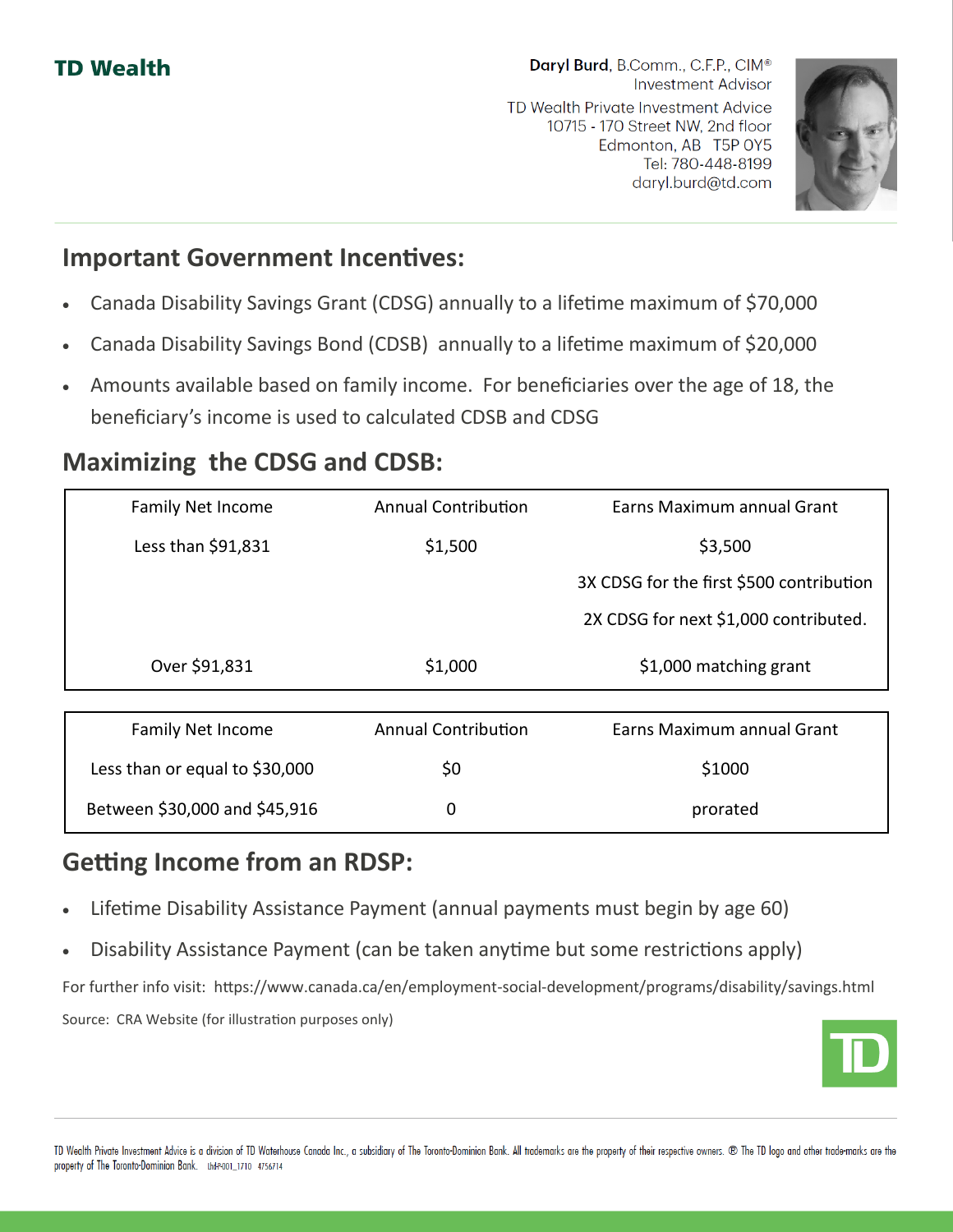**TD Wealth**

**Daryl Burd**, B.Comm., C.F.P., CIM®
Investment Advisor

TD Wealth Private Investment Advice
10715 - 170 Street NW, 2nd floor
Edmonton, AB T5P 0Y5
Tel: 780-448-8199
daryl.burd@td.com

## Important Government Incentives:

- Canada Disability Savings Grant (CDSG) annually to a lifetime maximum of $70,000
- Canada Disability Savings Bond (CDSB) annually to a lifetime maximum of $20,000
- Amounts available based on family income. For beneficiaries over the age of 18, the beneficiary's income is used to calculated CDSB and CDSG

## Maximizing the CDSG and CDSB:

| Family Net Income | Annual Contribution | Earns Maximum annual Grant |
|---|---|---|
| Less than $91,831 | $1,500 | $3,500 |
| | | 3X CDSG for the first $500 contribution |
| | | 2X CDSG for next $1,000 contributed. |
| Over $91,831 | $1,000 | $1,000 matching grant |

| Family Net Income | Annual Contribution | Earns Maximum annual Grant |
|---|---|---|
| Less than or equal to $30,000 | $0 | $1000 |
| Between $30,000 and $45,916 | 0 | prorated |

## Getting Income from an RDSP:

- Lifetime Disability Assistance Payment (annual payments must begin by age 60)
- Disability Assistance Payment (can be taken anytime but some restrictions apply)

For further info visit: https://www.canada.ca/en/employment-social-development/programs/disability/savings.html

Source: CRA Website (for illustration purposes only)

TD Wealth Private Investment Advice is a division of TD Waterhouse Canada Inc., a subsidiary of The Toronto-Dominion Bank. All trademarks are the property of their respective owners. ® The TD logo and other trade-marks are the property of The Toronto-Dominion Bank. thdP001_1710 4756714